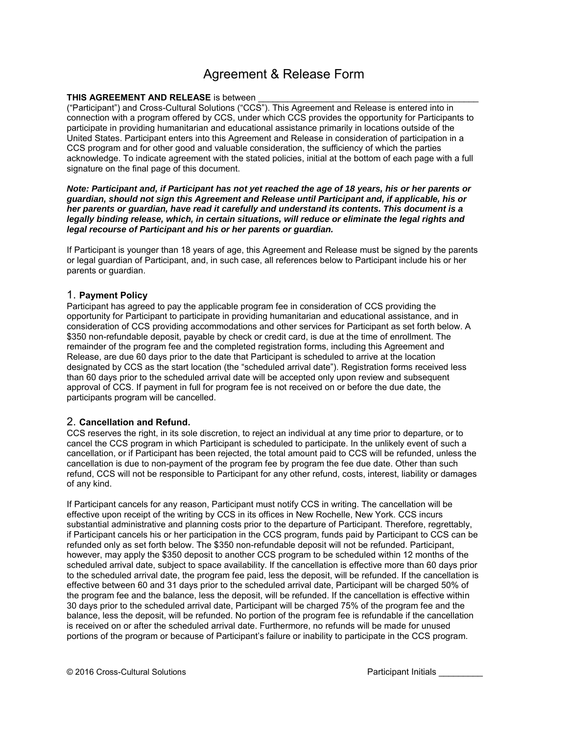# Agreement & Release Form

**THIS AGREEMENT AND RELEASE** is between _____________________________________________ ("Participant") and Cross-Cultural Solutions ("CCS"). This Agreement and Release is entered into in connection with a program offered by CCS, under which CCS provides the opportunity for Participants to participate in providing humanitarian and educational assistance primarily in locations outside of the United States. Participant enters into this Agreement and Release in consideration of participation in a CCS program and for other good and valuable consideration, the sufficiency of which the parties acknowledge. To indicate agreement with the stated policies, initial at the bottom of each page with a full signature on the final page of this document.

***Note: Participant and, if Participant has not yet reached the age of 18 years, his or her parents or guardian, should not sign this Agreement and Release until Participant and, if applicable, his or her parents or guardian, have read it carefully and understand its contents. This document is a legally binding release, which, in certain situations, will reduce or eliminate the legal rights and legal recourse of Participant and his or her parents or guardian.***

If Participant is younger than 18 years of age, this Agreement and Release must be signed by the parents or legal guardian of Participant, and, in such case, all references below to Participant include his or her parents or guardian.

## 1. **Payment Policy**

Participant has agreed to pay the applicable program fee in consideration of CCS providing the opportunity for Participant to participate in providing humanitarian and educational assistance, and in consideration of CCS providing accommodations and other services for Participant as set forth below. A $350 non-refundable deposit, payable by check or credit card, is due at the time of enrollment. The remainder of the program fee and the completed registration forms, including this Agreement and Release, are due 60 days prior to the date that Participant is scheduled to arrive at the location designated by CCS as the start location (the "scheduled arrival date"). Registration forms received less than 60 days prior to the scheduled arrival date will be accepted only upon review and subsequent approval of CCS. If payment in full for program fee is not received on or before the due date, the participants program will be cancelled.

## 2. **Cancellation and Refund.**

CCS reserves the right, in its sole discretion, to reject an individual at any time prior to departure, or to cancel the CCS program in which Participant is scheduled to participate. In the unlikely event of such a cancellation, or if Participant has been rejected, the total amount paid to CCS will be refunded, unless the cancellation is due to non-payment of the program fee by program the fee due date. Other than such refund, CCS will not be responsible to Participant for any other refund, costs, interest, liability or damages of any kind.

If Participant cancels for any reason, Participant must notify CCS in writing. The cancellation will be effective upon receipt of the writing by CCS in its offices in New Rochelle, New York. CCS incurs substantial administrative and planning costs prior to the departure of Participant. Therefore, regrettably, if Participant cancels his or her participation in the CCS program, funds paid by Participant to CCS can be refunded only as set forth below. The $350 non-refundable deposit will not be refunded. Participant, however, may apply the $350 deposit to another CCS program to be scheduled within 12 months of the scheduled arrival date, subject to space availability. If the cancellation is effective more than 60 days prior to the scheduled arrival date, the program fee paid, less the deposit, will be refunded. If the cancellation is effective between 60 and 31 days prior to the scheduled arrival date, Participant will be charged 50% of the program fee and the balance, less the deposit, will be refunded. If the cancellation is effective within 30 days prior to the scheduled arrival date, Participant will be charged 75% of the program fee and the balance, less the deposit, will be refunded. No portion of the program fee is refundable if the cancellation is received on or after the scheduled arrival date. Furthermore, no refunds will be made for unused portions of the program or because of Participant's failure or inability to participate in the CCS program.

© 2016 Cross-Cultural Solutions Participant Initials _________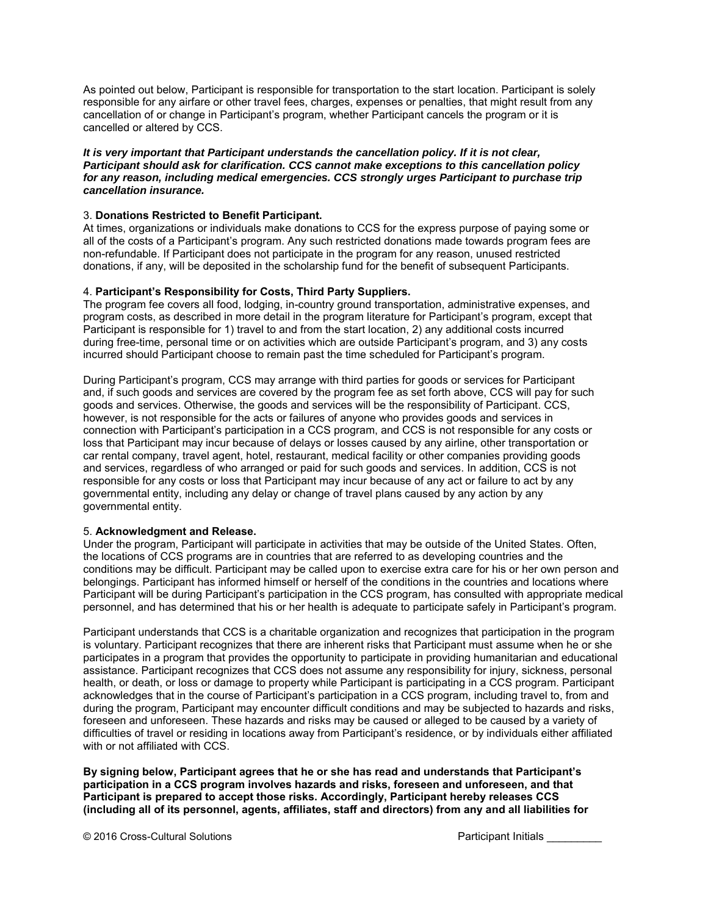As pointed out below, Participant is responsible for transportation to the start location. Participant is solely responsible for any airfare or other travel fees, charges, expenses or penalties, that might result from any cancellation of or change in Participant's program, whether Participant cancels the program or it is cancelled or altered by CCS.

***It is very important that Participant understands the cancellation policy. If it is not clear, Participant should ask for clarification. CCS cannot make exceptions to this cancellation policy for any reason, including medical emergencies. CCS strongly urges Participant to purchase trip cancellation insurance.***

3. **Donations Restricted to Benefit Participant.**
At times, organizations or individuals make donations to CCS for the express purpose of paying some or all of the costs of a Participant's program. Any such restricted donations made towards program fees are non-refundable. If Participant does not participate in the program for any reason, unused restricted donations, if any, will be deposited in the scholarship fund for the benefit of subsequent Participants.

4. **Participant's Responsibility for Costs, Third Party Suppliers.**
The program fee covers all food, lodging, in-country ground transportation, administrative expenses, and program costs, as described in more detail in the program literature for Participant's program, except that Participant is responsible for 1) travel to and from the start location, 2) any additional costs incurred during free-time, personal time or on activities which are outside Participant's program, and 3) any costs incurred should Participant choose to remain past the time scheduled for Participant's program.

During Participant's program, CCS may arrange with third parties for goods or services for Participant and, if such goods and services are covered by the program fee as set forth above, CCS will pay for such goods and services. Otherwise, the goods and services will be the responsibility of Participant. CCS, however, is not responsible for the acts or failures of anyone who provides goods and services in connection with Participant's participation in a CCS program, and CCS is not responsible for any costs or loss that Participant may incur because of delays or losses caused by any airline, other transportation or car rental company, travel agent, hotel, restaurant, medical facility or other companies providing goods and services, regardless of who arranged or paid for such goods and services. In addition, CCS is not responsible for any costs or loss that Participant may incur because of any act or failure to act by any governmental entity, including any delay or change of travel plans caused by any action by any governmental entity.

5. **Acknowledgment and Release.**
Under the program, Participant will participate in activities that may be outside of the United States. Often, the locations of CCS programs are in countries that are referred to as developing countries and the conditions may be difficult. Participant may be called upon to exercise extra care for his or her own person and belongings. Participant has informed himself or herself of the conditions in the countries and locations where Participant will be during Participant's participation in the CCS program, has consulted with appropriate medical personnel, and has determined that his or her health is adequate to participate safely in Participant's program.

Participant understands that CCS is a charitable organization and recognizes that participation in the program is voluntary. Participant recognizes that there are inherent risks that Participant must assume when he or she participates in a program that provides the opportunity to participate in providing humanitarian and educational assistance. Participant recognizes that CCS does not assume any responsibility for injury, sickness, personal health, or death, or loss or damage to property while Participant is participating in a CCS program. Participant acknowledges that in the course of Participant's participation in a CCS program, including travel to, from and during the program, Participant may encounter difficult conditions and may be subjected to hazards and risks, foreseen and unforeseen. These hazards and risks may be caused or alleged to be caused by a variety of difficulties of travel or residing in locations away from Participant's residence, or by individuals either affiliated with or not affiliated with CCS.

**By signing below, Participant agrees that he or she has read and understands that Participant's participation in a CCS program involves hazards and risks, foreseen and unforeseen, and that Participant is prepared to accept those risks. Accordingly, Participant hereby releases CCS (including all of its personnel, agents, affiliates, staff and directors) from any and all liabilities for**

© 2016 Cross-Cultural Solutions Participant Initials _________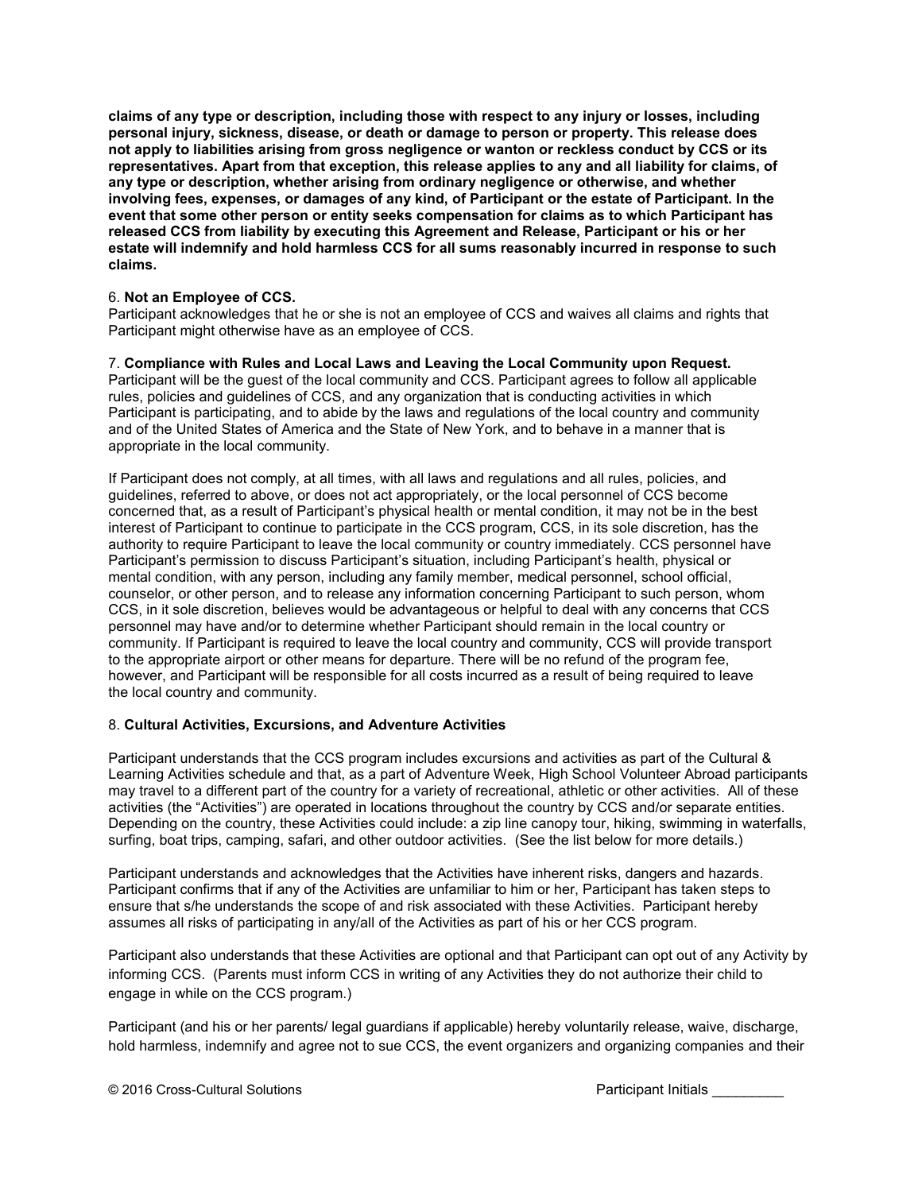**claims of any type or description, including those with respect to any injury or losses, including personal injury, sickness, disease, or death or damage to person or property. This release does not apply to liabilities arising from gross negligence or wanton or reckless conduct by CCS or its representatives. Apart from that exception, this release applies to any and all liability for claims, of any type or description, whether arising from ordinary negligence or otherwise, and whether involving fees, expenses, or damages of any kind, of Participant or the estate of Participant. In the event that some other person or entity seeks compensation for claims as to which Participant has released CCS from liability by executing this Agreement and Release, Participant or his or her estate will indemnify and hold harmless CCS for all sums reasonably incurred in response to such claims.**

6. **Not an Employee of CCS.**
Participant acknowledges that he or she is not an employee of CCS and waives all claims and rights that Participant might otherwise have as an employee of CCS.

7. **Compliance with Rules and Local Laws and Leaving the Local Community upon Request.**
Participant will be the guest of the local community and CCS. Participant agrees to follow all applicable rules, policies and guidelines of CCS, and any organization that is conducting activities in which Participant is participating, and to abide by the laws and regulations of the local country and community and of the United States of America and the State of New York, and to behave in a manner that is appropriate in the local community.

If Participant does not comply, at all times, with all laws and regulations and all rules, policies, and guidelines, referred to above, or does not act appropriately, or the local personnel of CCS become concerned that, as a result of Participant's physical health or mental condition, it may not be in the best interest of Participant to continue to participate in the CCS program, CCS, in its sole discretion, has the authority to require Participant to leave the local community or country immediately. CCS personnel have Participant's permission to discuss Participant's situation, including Participant's health, physical or mental condition, with any person, including any family member, medical personnel, school official, counselor, or other person, and to release any information concerning Participant to such person, whom CCS, in it sole discretion, believes would be advantageous or helpful to deal with any concerns that CCS personnel may have and/or to determine whether Participant should remain in the local country or community. If Participant is required to leave the local country and community, CCS will provide transport to the appropriate airport or other means for departure. There will be no refund of the program fee, however, and Participant will be responsible for all costs incurred as a result of being required to leave the local country and community.

8. **Cultural Activities, Excursions, and Adventure Activities**

Participant understands that the CCS program includes excursions and activities as part of the Cultural & Learning Activities schedule and that, as a part of Adventure Week, High School Volunteer Abroad participants may travel to a different part of the country for a variety of recreational, athletic or other activities. All of these activities (the "Activities") are operated in locations throughout the country by CCS and/or separate entities. Depending on the country, these Activities could include: a zip line canopy tour, hiking, swimming in waterfalls, surfing, boat trips, camping, safari, and other outdoor activities. (See the list below for more details.)

Participant understands and acknowledges that the Activities have inherent risks, dangers and hazards. Participant confirms that if any of the Activities are unfamiliar to him or her, Participant has taken steps to ensure that s/he understands the scope of and risk associated with these Activities. Participant hereby assumes all risks of participating in any/all of the Activities as part of his or her CCS program.

Participant also understands that these Activities are optional and that Participant can opt out of any Activity by informing CCS. (Parents must inform CCS in writing of any Activities they do not authorize their child to engage in while on the CCS program.)

Participant (and his or her parents/ legal guardians if applicable) hereby voluntarily release, waive, discharge, hold harmless, indemnify and agree not to sue CCS, the event organizers and organizing companies and their

© 2016 Cross-Cultural Solutions Participant Initials _________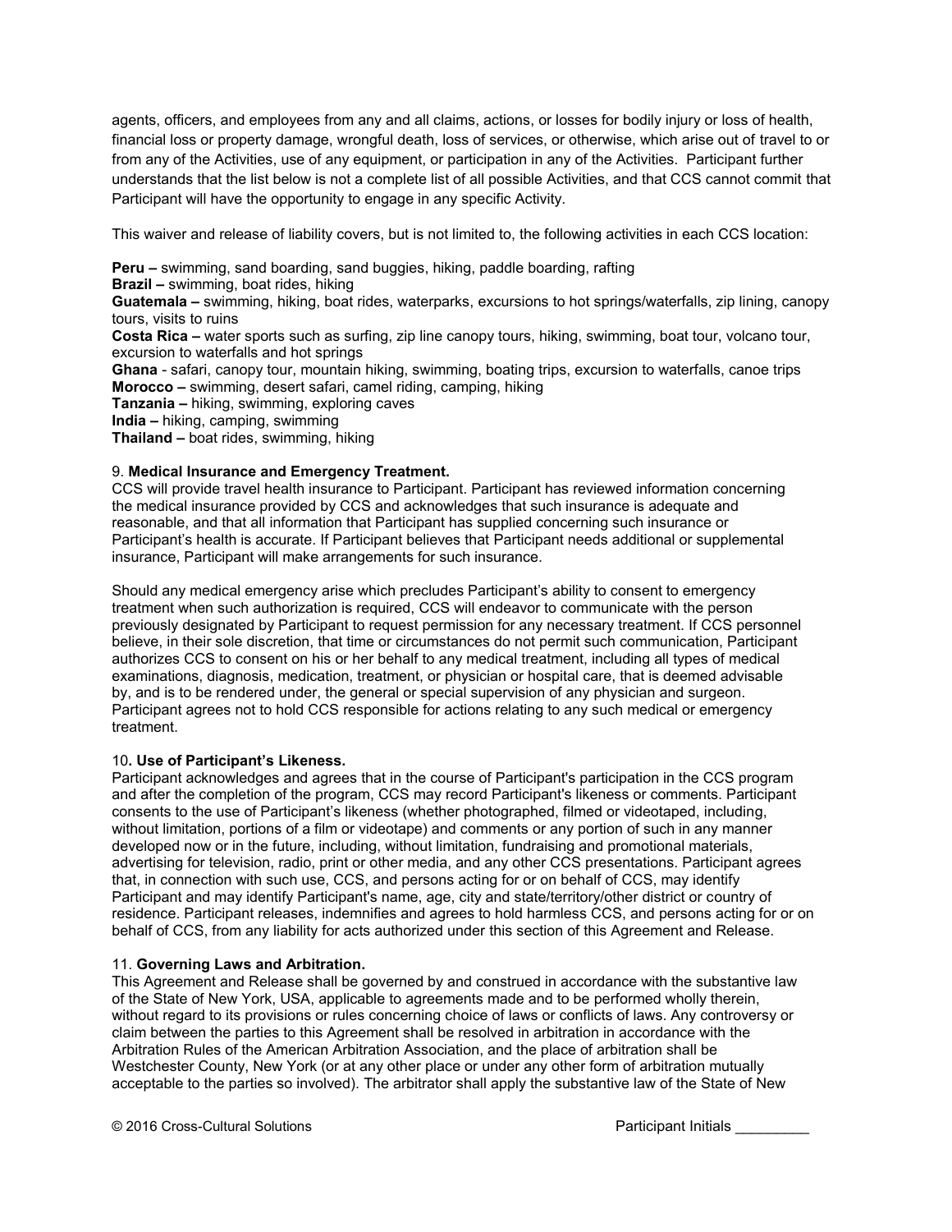agents, officers, and employees from any and all claims, actions, or losses for bodily injury or loss of health, financial loss or property damage, wrongful death, loss of services, or otherwise, which arise out of travel to or from any of the Activities, use of any equipment, or participation in any of the Activities. Participant further understands that the list below is not a complete list of all possible Activities, and that CCS cannot commit that Participant will have the opportunity to engage in any specific Activity.

This waiver and release of liability covers, but is not limited to, the following activities in each CCS location:

**Peru –** swimming, sand boarding, sand buggies, hiking, paddle boarding, rafting
**Brazil –** swimming, boat rides, hiking
**Guatemala –** swimming, hiking, boat rides, waterparks, excursions to hot springs/waterfalls, zip lining, canopy tours, visits to ruins
**Costa Rica –** water sports such as surfing, zip line canopy tours, hiking, swimming, boat tour, volcano tour, excursion to waterfalls and hot springs
**Ghana** - safari, canopy tour, mountain hiking, swimming, boating trips, excursion to waterfalls, canoe trips
**Morocco –** swimming, desert safari, camel riding, camping, hiking
**Tanzania –** hiking, swimming, exploring caves
**India –** hiking, camping, swimming
**Thailand –** boat rides, swimming, hiking

9. **Medical Insurance and Emergency Treatment.**
CCS will provide travel health insurance to Participant. Participant has reviewed information concerning the medical insurance provided by CCS and acknowledges that such insurance is adequate and reasonable, and that all information that Participant has supplied concerning such insurance or Participant's health is accurate. If Participant believes that Participant needs additional or supplemental insurance, Participant will make arrangements for such insurance.

Should any medical emergency arise which precludes Participant's ability to consent to emergency treatment when such authorization is required, CCS will endeavor to communicate with the person previously designated by Participant to request permission for any necessary treatment. If CCS personnel believe, in their sole discretion, that time or circumstances do not permit such communication, Participant authorizes CCS to consent on his or her behalf to any medical treatment, including all types of medical examinations, diagnosis, medication, treatment, or physician or hospital care, that is deemed advisable by, and is to be rendered under, the general or special supervision of any physician and surgeon. Participant agrees not to hold CCS responsible for actions relating to any such medical or emergency treatment.

10**. Use of Participant's Likeness.**
Participant acknowledges and agrees that in the course of Participant's participation in the CCS program and after the completion of the program, CCS may record Participant's likeness or comments. Participant consents to the use of Participant's likeness (whether photographed, filmed or videotaped, including, without limitation, portions of a film or videotape) and comments or any portion of such in any manner developed now or in the future, including, without limitation, fundraising and promotional materials, advertising for television, radio, print or other media, and any other CCS presentations. Participant agrees that, in connection with such use, CCS, and persons acting for or on behalf of CCS, may identify Participant and may identify Participant's name, age, city and state/territory/other district or country of residence. Participant releases, indemnifies and agrees to hold harmless CCS, and persons acting for or on behalf of CCS, from any liability for acts authorized under this section of this Agreement and Release.

11. **Governing Laws and Arbitration.**
This Agreement and Release shall be governed by and construed in accordance with the substantive law of the State of New York, USA, applicable to agreements made and to be performed wholly therein, without regard to its provisions or rules concerning choice of laws or conflicts of laws. Any controversy or claim between the parties to this Agreement shall be resolved in arbitration in accordance with the Arbitration Rules of the American Arbitration Association, and the place of arbitration shall be Westchester County, New York (or at any other place or under any other form of arbitration mutually acceptable to the parties so involved). The arbitrator shall apply the substantive law of the State of New

© 2016 Cross-Cultural Solutions Participant Initials _________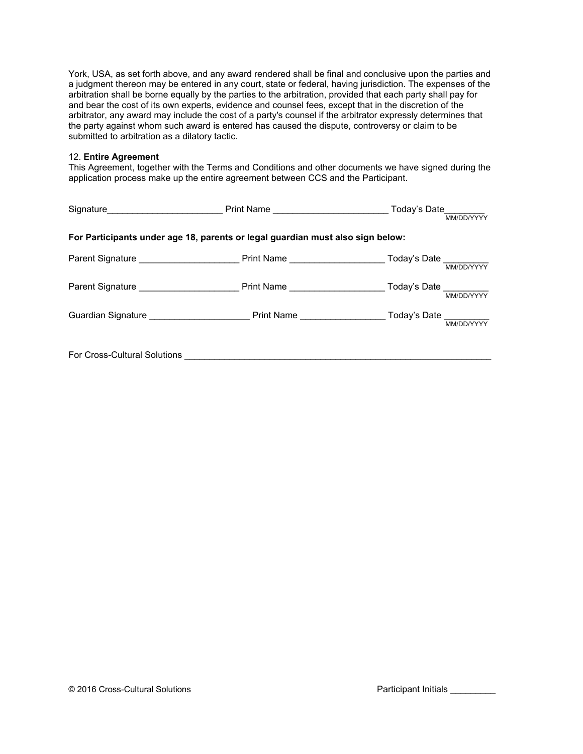York, USA, as set forth above, and any award rendered shall be final and conclusive upon the parties and a judgment thereon may be entered in any court, state or federal, having jurisdiction. The expenses of the arbitration shall be borne equally by the parties to the arbitration, provided that each party shall pay for and bear the cost of its own experts, evidence and counsel fees, except that in the discretion of the arbitrator, any award may include the cost of a party's counsel if the arbitrator expressly determines that the party against whom such award is entered has caused the dispute, controversy or claim to be submitted to arbitration as a dilatory tactic.

12. **Entire Agreement**
This Agreement, together with the Terms and Conditions and other documents we have signed during the application process make up the entire agreement between CCS and the Participant.

Signature_______________________ Print Name _______________________ Today's Date________ (MM/DD/YYYY)

**For Participants under age 18, parents or legal guardian must also sign below:**

Parent Signature ____________________ Print Name ___________________ Today's Date _________ (MM/DD/YYYY)

Parent Signature ____________________ Print Name ___________________ Today's Date _________ (MM/DD/YYYY)

Guardian Signature ____________________ Print Name _________________ Today's Date _________ (MM/DD/YYYY)

For Cross-Cultural Solutions _______________________________________________________________

© 2016 Cross-Cultural Solutions

Participant Initials _________